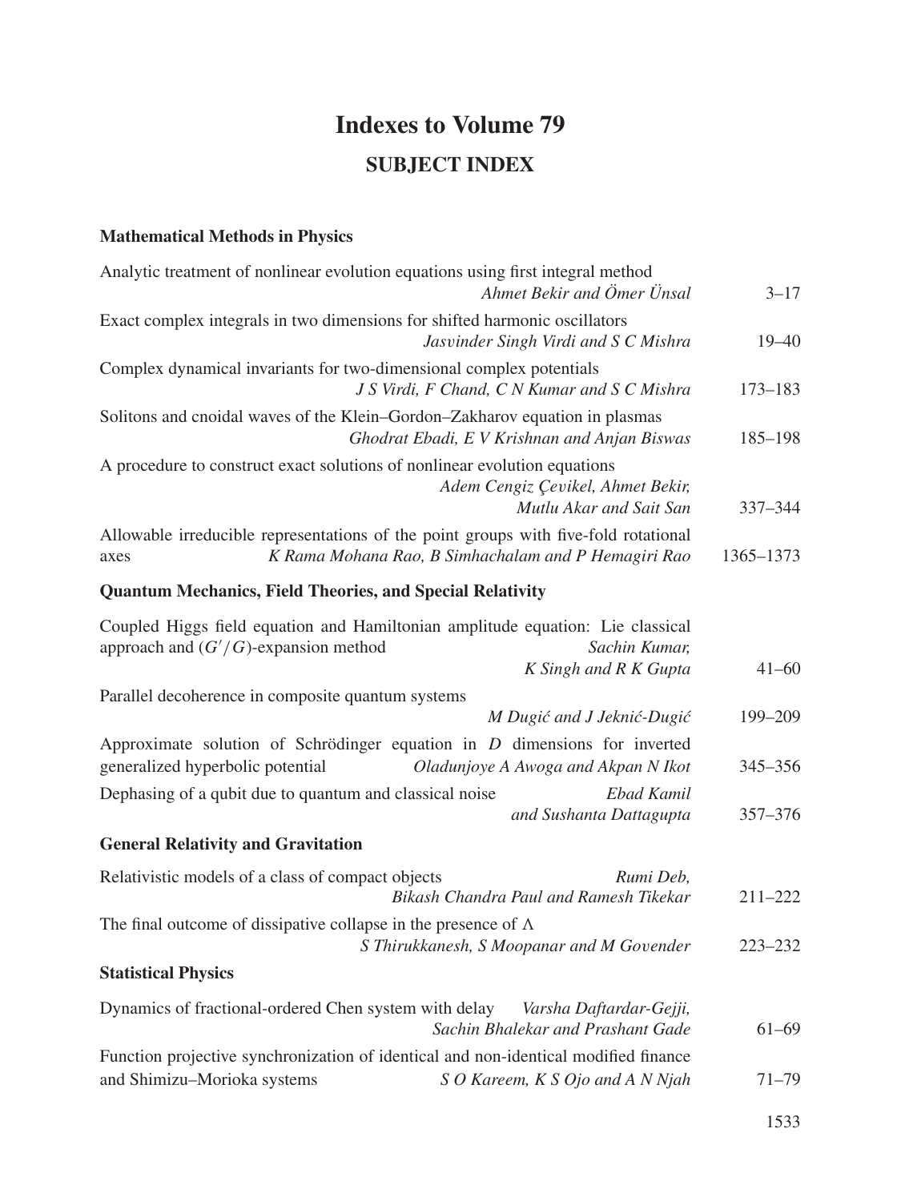# Indexes to Volume 79

## SUBJECT INDEX

### Mathematical Methods in Physics

Analytic treatment of nonlinear evolution equations using first integral method
*Ahmet Bekir and Ömer Ünsal* 3–17

Exact complex integrals in two dimensions for shifted harmonic oscillators
*Jasvinder Singh Virdi and S C Mishra* 19–40

Complex dynamical invariants for two-dimensional complex potentials
*J S Virdi, F Chand, C N Kumar and S C Mishra* 173–183

Solitons and cnoidal waves of the Klein–Gordon–Zakharov equation in plasmas
*Ghodrat Ebadi, E V Krishnan and Anjan Biswas* 185–198

A procedure to construct exact solutions of nonlinear evolution equations
*Adem Cengiz Çevikel, Ahmet Bekir, Mutlu Akar and Sait San* 337–344

Allowable irreducible representations of the point groups with five-fold rotational axes *K Rama Mohana Rao, B Simhachalam and P Hemagiri Rao* 1365–1373

### Quantum Mechanics, Field Theories, and Special Relativity

Coupled Higgs field equation and Hamiltonian amplitude equation: Lie classical approach and $(G'/G)$-expansion method *Sachin Kumar, K Singh and R K Gupta* 41–60

Parallel decoherence in composite quantum systems
*M Dugić and J Jeknić-Dugić* 199–209

Approximate solution of Schrödinger equation in $D$ dimensions for inverted generalized hyperbolic potential *Oladunjoye A Awoga and Akpan N Ikot* 345–356

Dephasing of a qubit due to quantum and classical noise *Ebad Kamil and Sushanta Dattagupta* 357–376

### General Relativity and Gravitation

Relativistic models of a class of compact objects *Rumi Deb, Bikash Chandra Paul and Ramesh Tikekar* 211–222

The final outcome of dissipative collapse in the presence of $\Lambda$
*S Thirukkanesh, S Moopanar and M Govender* 223–232

### Statistical Physics

Dynamics of fractional-ordered Chen system with delay *Varsha Daftardar-Gejji, Sachin Bhalekar and Prashant Gade* 61–69

Function projective synchronization of identical and non-identical modified finance and Shimizu–Morioka systems *S O Kareem, K S Ojo and A N Njah* 71–79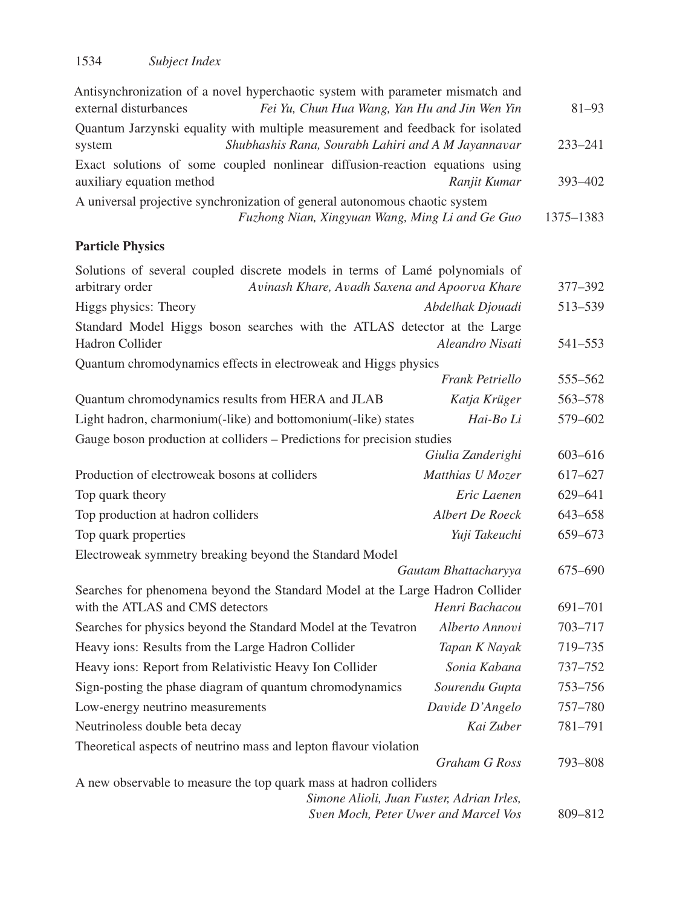Antisynchronization of a novel hyperchaotic system with parameter mismatch and external disturbances *Fei Yu, Chun Hua Wang, Yan Hu and Jin Wen Yin* 81–93

Quantum Jarzynski equality with multiple measurement and feedback for isolated system *Shubhashis Rana, Sourabh Lahiri and A M Jayannavar* 233–241

Exact solutions of some coupled nonlinear diffusion-reaction equations using auxiliary equation method *Ranjit Kumar* 393–402

A universal projective synchronization of general autonomous chaotic system *Fuzhong Nian, Xingyuan Wang, Ming Li and Ge Guo* 1375–1383

**Particle Physics**

Solutions of several coupled discrete models in terms of Lamé polynomials of arbitrary order *Avinash Khare, Avadh Saxena and Apoorva Khare* 377–392

Higgs physics: Theory *Abdelhak Djouadi* 513–539

Standard Model Higgs boson searches with the ATLAS detector at the Large Hadron Collider *Aleandro Nisati* 541–553

Quantum chromodynamics effects in electroweak and Higgs physics *Frank Petriello* 555–562

Quantum chromodynamics results from HERA and JLAB *Katja Krüger* 563–578

Light hadron, charmonium(-like) and bottomonium(-like) states *Hai-Bo Li* 579–602

Gauge boson production at colliders – Predictions for precision studies *Giulia Zanderighi* 603–616

Production of electroweak bosons at colliders *Matthias U Mozer* 617–627

Top quark theory *Eric Laenen* 629–641

Top production at hadron colliders *Albert De Roeck* 643–658

Top quark properties *Yuji Takeuchi* 659–673

Electroweak symmetry breaking beyond the Standard Model *Gautam Bhattacharyya* 675–690

Searches for phenomena beyond the Standard Model at the Large Hadron Collider with the ATLAS and CMS detectors *Henri Bachacou* 691–701

Searches for physics beyond the Standard Model at the Tevatron *Alberto Annovi* 703–717

Heavy ions: Results from the Large Hadron Collider *Tapan K Nayak* 719–735

Heavy ions: Report from Relativistic Heavy Ion Collider *Sonia Kabana* 737–752

Sign-posting the phase diagram of quantum chromodynamics *Sourendu Gupta* 753–756

Low-energy neutrino measurements *Davide D'Angelo* 757–780

Neutrinoless double beta decay *Kai Zuber* 781–791

Theoretical aspects of neutrino mass and lepton flavour violation *Graham G Ross* 793–808

A new observable to measure the top quark mass at hadron colliders *Simone Alioli, Juan Fuster, Adrian Irles, Sven Moch, Peter Uwer and Marcel Vos* 809–812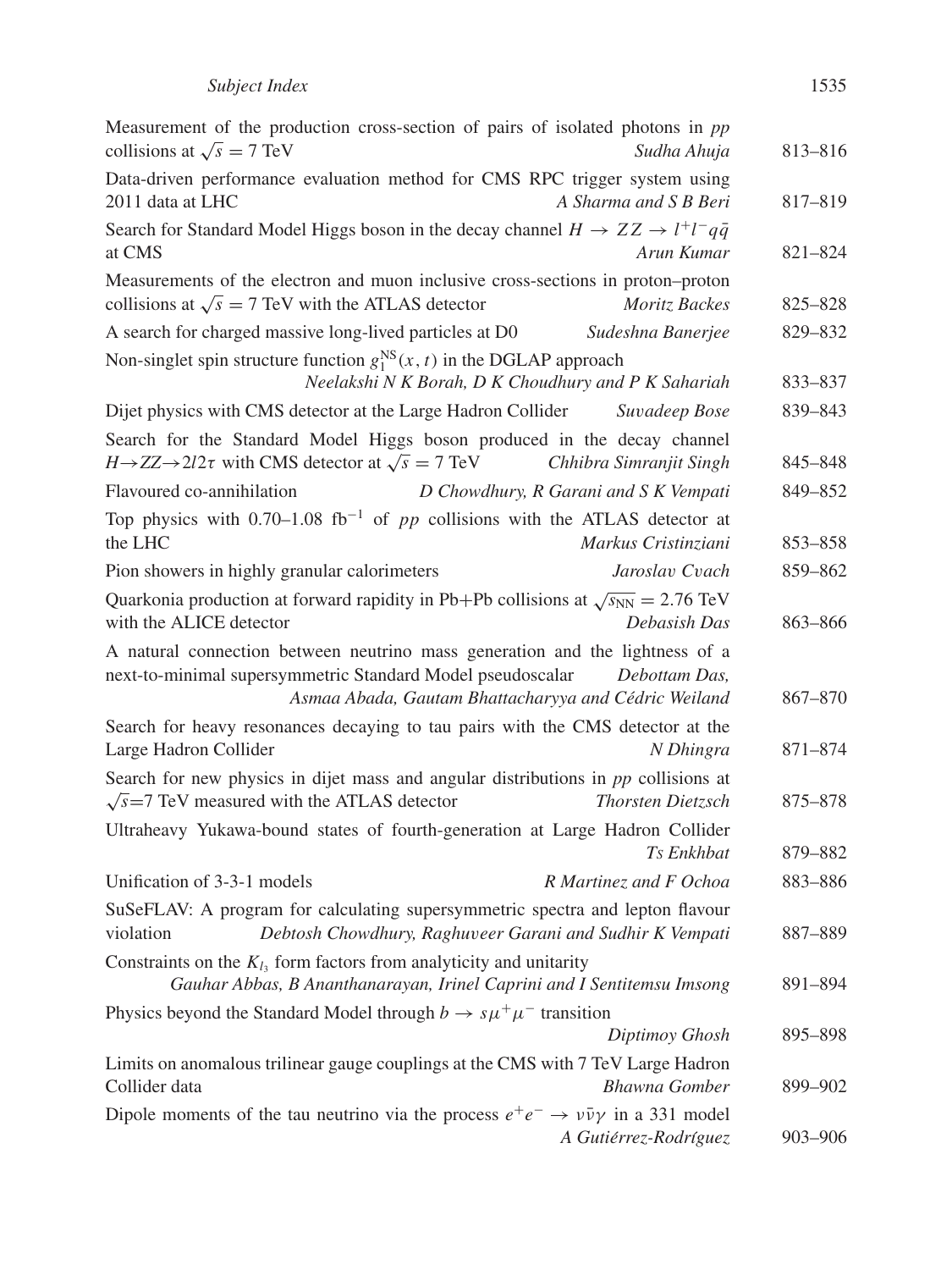Measurement of the production cross-section of pairs of isolated photons in *pp* collisions at $\sqrt{s} = 7$ TeV — *Sudha Ahuja* — 813–816

Data-driven performance evaluation method for CMS RPC trigger system using 2011 data at LHC — *A Sharma and S B Beri* — 817–819

Search for Standard Model Higgs boson in the decay channel $H \rightarrow ZZ \rightarrow l^+l^-q\bar{q}$ at CMS — *Arun Kumar* — 821–824

Measurements of the electron and muon inclusive cross-sections in proton–proton collisions at $\sqrt{s} = 7$ TeV with the ATLAS detector — *Moritz Backes* — 825–828

A search for charged massive long-lived particles at D0 — *Sudeshna Banerjee* — 829–832

Non-singlet spin structure function $g_1^{\mathrm{NS}}(x, t)$ in the DGLAP approach — *Neelakshi N K Borah, D K Choudhury and P K Sahariah* — 833–837

Dijet physics with CMS detector at the Large Hadron Collider — *Suvadeep Bose* — 839–843

Search for the Standard Model Higgs boson produced in the decay channel $H \rightarrow ZZ \rightarrow 2l2\tau$ with CMS detector at $\sqrt{s} = 7$ TeV — *Chhibra Simranjit Singh* — 845–848

Flavoured co-annihilation — *D Chowdhury, R Garani and S K Vempati* — 849–852

Top physics with 0.70–1.08 fb$^{-1}$ of *pp* collisions with the ATLAS detector at the LHC — *Markus Cristinziani* — 853–858

Pion showers in highly granular calorimeters — *Jaroslav Cvach* — 859–862

Quarkonia production at forward rapidity in Pb+Pb collisions at $\sqrt{s_{\mathrm{NN}}} = 2.76$ TeV with the ALICE detector — *Debasish Das* — 863–866

A natural connection between neutrino mass generation and the lightness of a next-to-minimal supersymmetric Standard Model pseudoscalar — *Debottam Das, Asmaa Abada, Gautam Bhattacharyya and Cédric Weiland* — 867–870

Search for heavy resonances decaying to tau pairs with the CMS detector at the Large Hadron Collider — *N Dhingra* — 871–874

Search for new physics in dijet mass and angular distributions in *pp* collisions at $\sqrt{s}$=7 TeV measured with the ATLAS detector — *Thorsten Dietzsch* — 875–878

Ultraheavy Yukawa-bound states of fourth-generation at Large Hadron Collider — *Ts Enkhbat* — 879–882

Unification of 3-3-1 models — *R Martinez and F Ochoa* — 883–886

SuSeFLAV: A program for calculating supersymmetric spectra and lepton flavour violation — *Debtosh Chowdhury, Raghuveer Garani and Sudhir K Vempati* — 887–889

Constraints on the $K_{l_3}$ form factors from analyticity and unitarity — *Gauhar Abbas, B Ananthanarayan, Irinel Caprini and I Sentitemsu Imsong* — 891–894

Physics beyond the Standard Model through $b \rightarrow s\mu^+\mu^-$ transition — *Diptimoy Ghosh* — 895–898

Limits on anomalous trilinear gauge couplings at the CMS with 7 TeV Large Hadron Collider data — *Bhawna Gomber* — 899–902

Dipole moments of the tau neutrino via the process $e^+e^- \rightarrow \nu\bar{\nu}\gamma$ in a 331 model — *A Gutiérrez-Rodríguez* — 903–906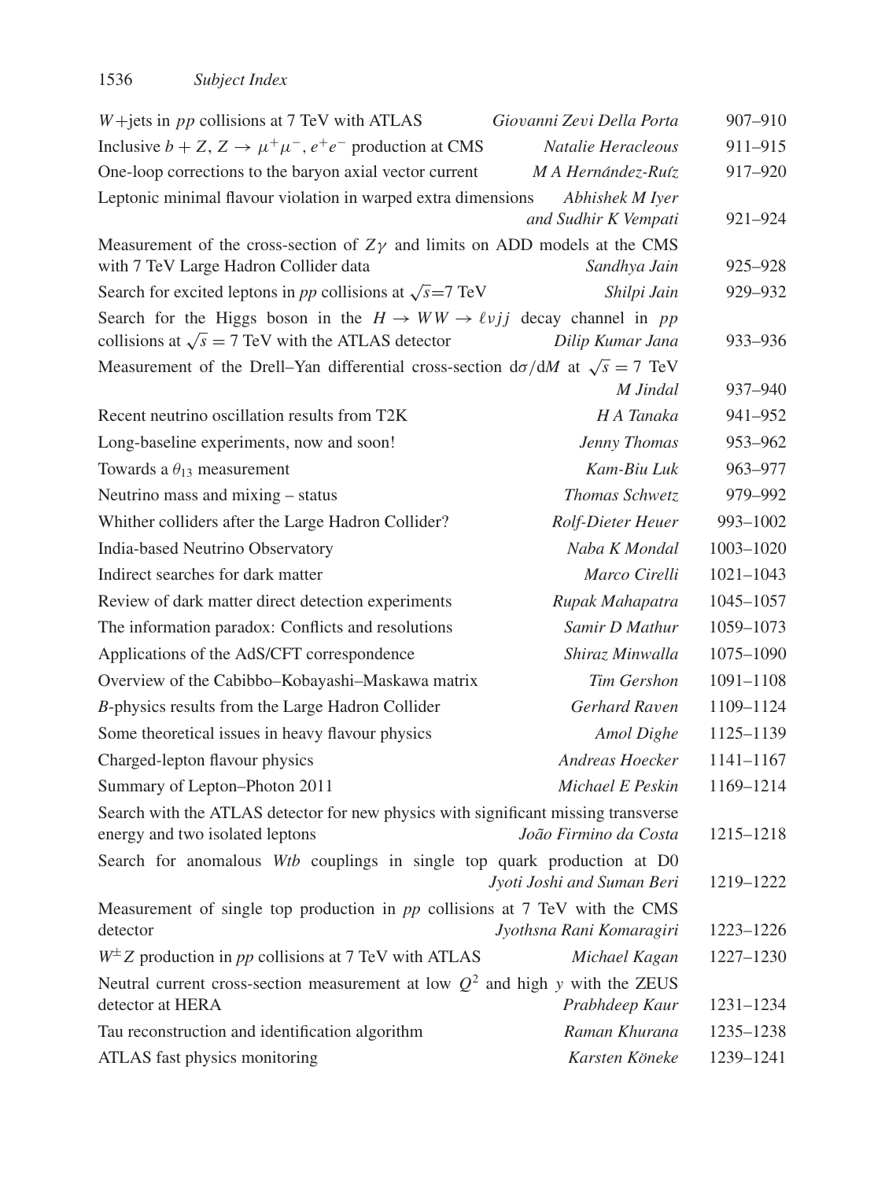| | | |
|---|---|---|
| $W$+jets in $pp$ collisions at 7 TeV with ATLAS | *Giovanni Zevi Della Porta* | 907–910 |
| Inclusive $b + Z$, $Z \to \mu^+\mu^-, e^+e^-$ production at CMS | *Natalie Heracleous* | 911–915 |
| One-loop corrections to the baryon axial vector current | *M A Hernández-Ruíz* | 917–920 |
| Leptonic minimal flavour violation in warped extra dimensions | *Abhishek M Iyer and Sudhir K Vempati* | 921–924 |
| Measurement of the cross-section of $Z\gamma$ and limits on ADD models at the CMS with 7 TeV Large Hadron Collider data | *Sandhya Jain* | 925–928 |
| Search for excited leptons in $pp$ collisions at $\sqrt{s}$=7 TeV | *Shilpi Jain* | 929–932 |
| Search for the Higgs boson in the $H \to WW \to \ell\nu jj$ decay channel in $pp$ collisions at $\sqrt{s} = 7$ TeV with the ATLAS detector | *Dilip Kumar Jana* | 933–936 |
| Measurement of the Drell–Yan differential cross-section $\mathrm{d}\sigma/\mathrm{d}M$ at $\sqrt{s} = 7$ TeV | *M Jindal* | 937–940 |
| Recent neutrino oscillation results from T2K | *H A Tanaka* | 941–952 |
| Long-baseline experiments, now and soon! | *Jenny Thomas* | 953–962 |
| Towards a $\theta_{13}$ measurement | *Kam-Biu Luk* | 963–977 |
| Neutrino mass and mixing – status | *Thomas Schwetz* | 979–992 |
| Whither colliders after the Large Hadron Collider? | *Rolf-Dieter Heuer* | 993–1002 |
| India-based Neutrino Observatory | *Naba K Mondal* | 1003–1020 |
| Indirect searches for dark matter | *Marco Cirelli* | 1021–1043 |
| Review of dark matter direct detection experiments | *Rupak Mahapatra* | 1045–1057 |
| The information paradox: Conflicts and resolutions | *Samir D Mathur* | 1059–1073 |
| Applications of the AdS/CFT correspondence | *Shiraz Minwalla* | 1075–1090 |
| Overview of the Cabibbo–Kobayashi–Maskawa matrix | *Tim Gershon* | 1091–1108 |
| *B*-physics results from the Large Hadron Collider | *Gerhard Raven* | 1109–1124 |
| Some theoretical issues in heavy flavour physics | *Amol Dighe* | 1125–1139 |
| Charged-lepton flavour physics | *Andreas Hoecker* | 1141–1167 |
| Summary of Lepton–Photon 2011 | *Michael E Peskin* | 1169–1214 |
| Search with the ATLAS detector for new physics with significant missing transverse energy and two isolated leptons | *João Firmino da Costa* | 1215–1218 |
| Search for anomalous *Wtb* couplings in single top quark production at D0 | *Jyoti Joshi and Suman Beri* | 1219–1222 |
| Measurement of single top production in $pp$ collisions at 7 TeV with the CMS detector | *Jyothsna Rani Komaragiri* | 1223–1226 |
| $W^{\pm}Z$ production in $pp$ collisions at 7 TeV with ATLAS | *Michael Kagan* | 1227–1230 |
| Neutral current cross-section measurement at low $Q^2$ and high $y$ with the ZEUS detector at HERA | *Prabhdeep Kaur* | 1231–1234 |
| Tau reconstruction and identification algorithm | *Raman Khurana* | 1235–1238 |
| ATLAS fast physics monitoring | *Karsten Köneke* | 1239–1241 |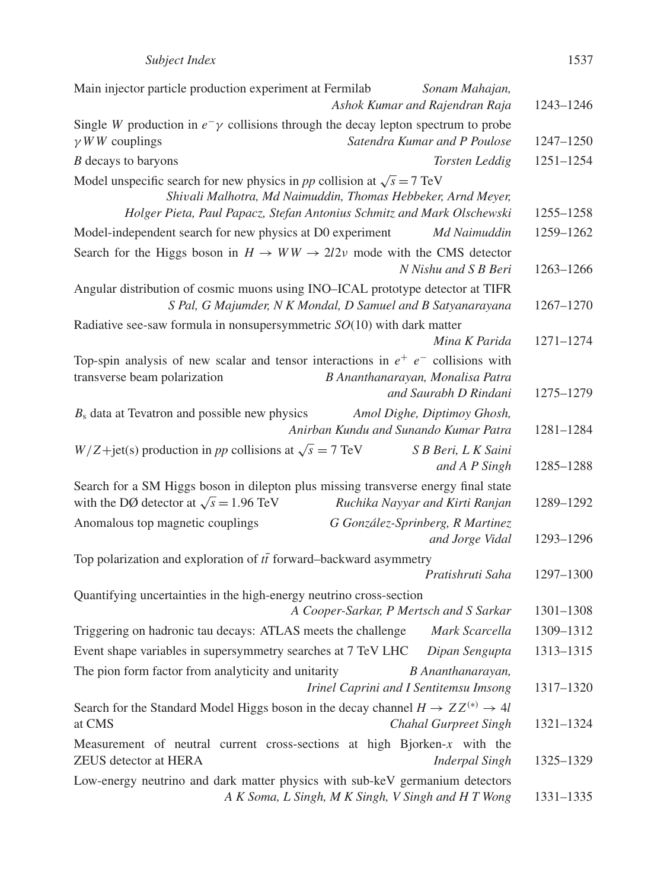Main injector particle production experiment at Fermilab *Sonam Mahajan, Ashok Kumar and Rajendran Raja* 1243–1246

Single $W$ production in $e^{-}\gamma$ collisions through the decay lepton spectrum to probe $\gamma WW$ couplings *Satendra Kumar and P Poulose* 1247–1250

$B$ decays to baryons *Torsten Leddig* 1251–1254

Model unspecific search for new physics in $pp$ collision at $\sqrt{s} = 7$ TeV *Shivali Malhotra, Md Naimuddin, Thomas Hebbeker, Arnd Meyer, Holger Pieta, Paul Papacz, Stefan Antonius Schmitz and Mark Olschewski* 1255–1258

Model-independent search for new physics at D0 experiment *Md Naimuddin* 1259–1262

Search for the Higgs boson in $H \rightarrow WW \rightarrow 2l2\nu$ mode with the CMS detector *N Nishu and S B Beri* 1263–1266

Angular distribution of cosmic muons using INO–ICAL prototype detector at TIFR *S Pal, G Majumder, N K Mondal, D Samuel and B Satyanarayana* 1267–1270

Radiative see-saw formula in nonsupersymmetric $SO(10)$ with dark matter *Mina K Parida* 1271–1274

Top-spin analysis of new scalar and tensor interactions in $e^{+}\ e^{-}$ collisions with transverse beam polarization *B Ananthanarayan, Monalisa Patra and Saurabh D Rindani* 1275–1279

$B_{s}$ data at Tevatron and possible new physics *Amol Dighe, Diptimoy Ghosh, Anirban Kundu and Sunando Kumar Patra* 1281–1284

$W/Z$+jet(s) production in $pp$ collisions at $\sqrt{s} = 7$ TeV *S B Beri, L K Saini and A P Singh* 1285–1288

Search for a SM Higgs boson in dilepton plus missing transverse energy final state with the DØ detector at $\sqrt{s} = 1.96$ TeV *Ruchika Nayyar and Kirti Ranjan* 1289–1292

Anomalous top magnetic couplings *G González-Sprinberg, R Martinez and Jorge Vidal* 1293–1296

Top polarization and exploration of $t\bar{t}$ forward–backward asymmetry *Pratishruti Saha* 1297–1300

Quantifying uncertainties in the high-energy neutrino cross-section *A Cooper-Sarkar, P Mertsch and S Sarkar* 1301–1308

Triggering on hadronic tau decays: ATLAS meets the challenge *Mark Scarcella* 1309–1312

Event shape variables in supersymmetry searches at 7 TeV LHC *Dipan Sengupta* 1313–1315

The pion form factor from analyticity and unitarity *B Ananthanarayan, Irinel Caprini and I Sentitemsu Imsong* 1317–1320

Search for the Standard Model Higgs boson in the decay channel $H \rightarrow ZZ^{(*)} \rightarrow 4l$ at CMS *Chahal Gurpreet Singh* 1321–1324

Measurement of neutral current cross-sections at high Bjorken-$x$ with the ZEUS detector at HERA *Inderpal Singh* 1325–1329

Low-energy neutrino and dark matter physics with sub-keV germanium detectors *A K Soma, L Singh, M K Singh, V Singh and H T Wong* 1331–1335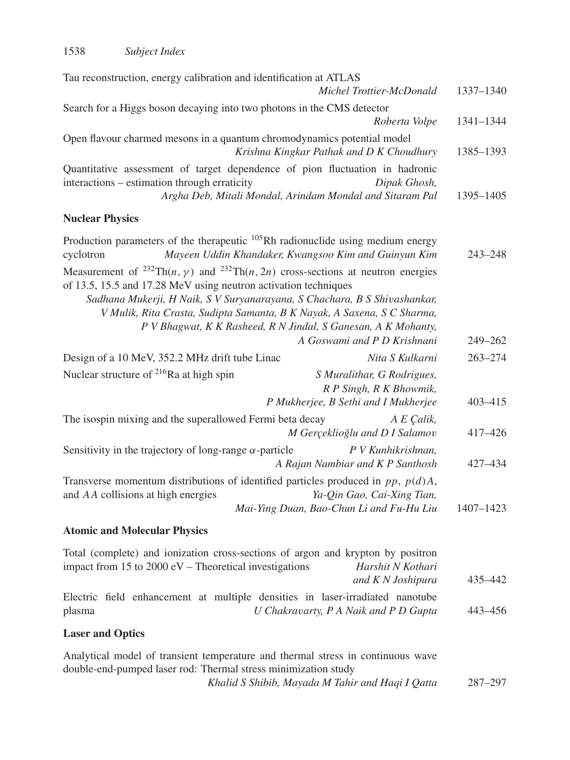Tau reconstruction, energy calibration and identification at ATLAS
*Michel Trottier-McDonald* 1337–1340

Search for a Higgs boson decaying into two photons in the CMS detector
*Roberta Volpe* 1341–1344

Open flavour charmed mesons in a quantum chromodynamics potential model
*Krishna Kingkar Pathak and D K Choudhury* 1385–1393

Quantitative assessment of target dependence of pion fluctuation in hadronic interactions – estimation through erraticity *Dipak Ghosh, Argha Deb, Mitali Mondal, Arindam Mondal and Sitaram Pal* 1395–1405

## Nuclear Physics

Production parameters of the therapeutic $^{105}$Rh radionuclide using medium energy cyclotron *Mayeen Uddin Khandaker, Kwangsoo Kim and Guinyun Kim* 243–248

Measurement of $^{232}$Th$(n, \gamma)$ and $^{232}$Th$(n, 2n)$ cross-sections at neutron energies of 13.5, 15.5 and 17.28 MeV using neutron activation techniques
*Sadhana Mukerji, H Naik, S V Suryanarayana, S Chachara, B S Shivashankar, V Mulik, Rita Crasta, Sudipta Samanta, B K Nayak, A Saxena, S C Sharma, P V Bhagwat, K K Rasheed, R N Jindal, S Ganesan, A K Mohanty, A Goswami and P D Krishnani* 249–262

Design of a 10 MeV, 352.2 MHz drift tube Linac *Nita S Kulkarni* 263–274

Nuclear structure of $^{216}$Ra at high spin *S Muralithar, G Rodrigues, R P Singh, R K Bhowmik, P Mukherjee, B Sethi and I Mukherjee* 403–415

The isospin mixing and the superallowed Fermi beta decay *A E Çalik, M Gerçeklioğlu and D I Salamov* 417–426

Sensitivity in the trajectory of long-range $\alpha$-particle *P V Kunhikrishnan, A Rajan Nambiar and K P Santhosh* 427–434

Transverse momentum distributions of identified particles produced in $pp$, $p(d)A$, and $AA$ collisions at high energies *Ya-Qin Gao, Cai-Xing Tian, Mai-Ying Duan, Bao-Chun Li and Fu-Hu Liu* 1407–1423

## Atomic and Molecular Physics

Total (complete) and ionization cross-sections of argon and krypton by positron impact from 15 to 2000 eV – Theoretical investigations *Harshit N Kothari and K N Joshipura* 435–442

Electric field enhancement at multiple densities in laser-irradiated nanotube plasma *U Chakravarty, P A Naik and P D Gupta* 443–456

## Laser and Optics

Analytical model of transient temperature and thermal stress in continuous wave double-end-pumped laser rod: Thermal stress minimization study
*Khalid S Shibib, Mayada M Tahir and Haqi I Qatta* 287–297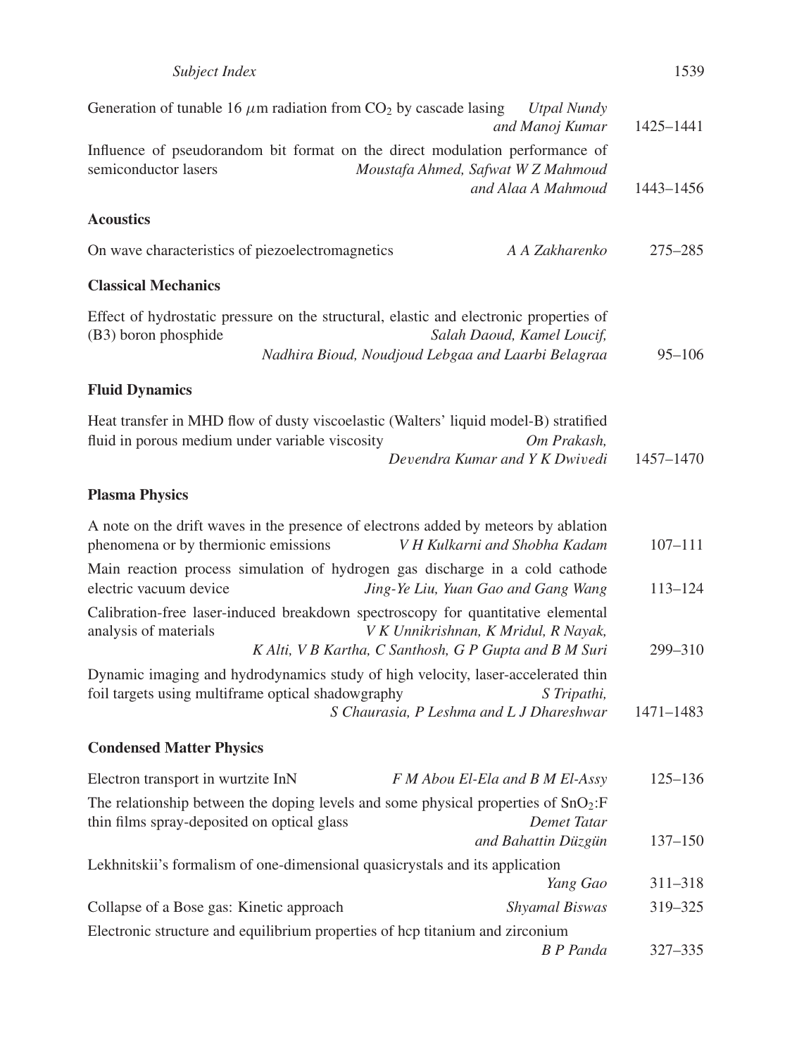Generation of tunable 16 $\mu$m radiation from $CO_2$ by cascade lasing *Utpal Nundy and Manoj Kumar* 1425–1441

Influence of pseudorandom bit format on the direct modulation performance of semiconductor lasers *Moustafa Ahmed, Safwat W Z Mahmoud and Alaa A Mahmoud* 1443–1456

**Acoustics**

On wave characteristics of piezoelectromagnetics *A A Zakharenko* 275–285

**Classical Mechanics**

Effect of hydrostatic pressure on the structural, elastic and electronic properties of (B3) boron phosphide *Salah Daoud, Kamel Loucif, Nadhira Bioud, Noudjoud Lebgaa and Laarbi Belagraa* 95–106

**Fluid Dynamics**

Heat transfer in MHD flow of dusty viscoelastic (Walters' liquid model-B) stratified fluid in porous medium under variable viscosity *Om Prakash, Devendra Kumar and Y K Dwivedi* 1457–1470

**Plasma Physics**

A note on the drift waves in the presence of electrons added by meteors by ablation phenomena or by thermionic emissions *V H Kulkarni and Shobha Kadam* 107–111

Main reaction process simulation of hydrogen gas discharge in a cold cathode electric vacuum device *Jing-Ye Liu, Yuan Gao and Gang Wang* 113–124

Calibration-free laser-induced breakdown spectroscopy for quantitative elemental analysis of materials *V K Unnikrishnan, K Mridul, R Nayak, K Alti, V B Kartha, C Santhosh, G P Gupta and B M Suri* 299–310

Dynamic imaging and hydrodynamics study of high velocity, laser-accelerated thin foil targets using multiframe optical shadowgraphy *S Tripathi, S Chaurasia, P Leshma and L J Dhareshwar* 1471–1483

**Condensed Matter Physics**

Electron transport in wurtzite InN *F M Abou El-Ela and B M El-Assy* 125–136

The relationship between the doping levels and some physical properties of $SnO_2$:F thin films spray-deposited on optical glass *Demet Tatar and Bahattin Düzgün* 137–150

Lekhnitskii's formalism of one-dimensional quasicrystals and its application *Yang Gao* 311–318

Collapse of a Bose gas: Kinetic approach *Shyamal Biswas* 319–325

Electronic structure and equilibrium properties of hcp titanium and zirconium *B P Panda* 327–335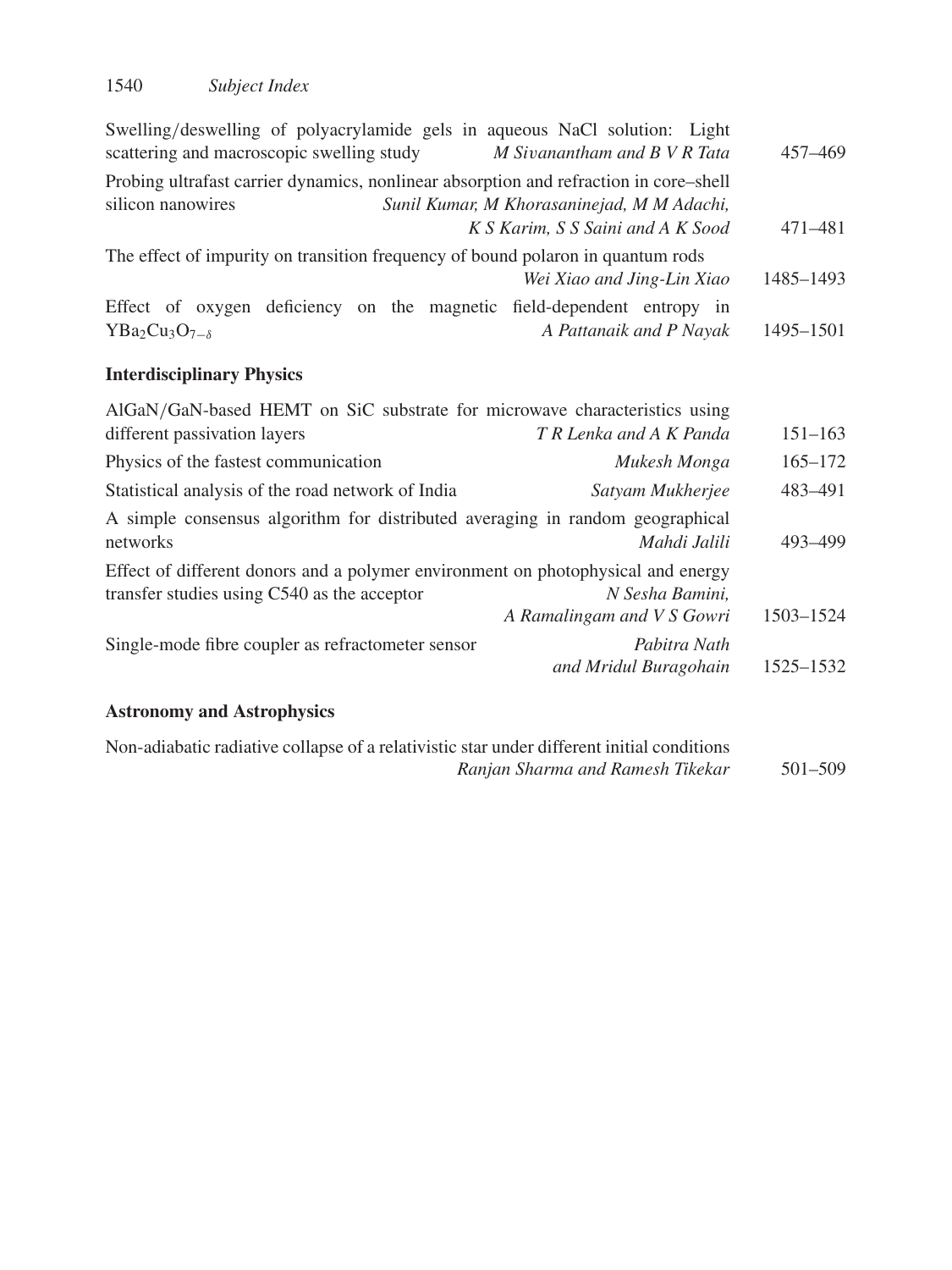Swelling/deswelling of polyacrylamide gels in aqueous NaCl solution: Light scattering and macroscopic swelling study — *M Sivanantham and B V R Tata* — 457–469

Probing ultrafast carrier dynamics, nonlinear absorption and refraction in core–shell silicon nanowires — *Sunil Kumar, M Khorasaninejad, M M Adachi, K S Karim, S S Saini and A K Sood* — 471–481

The effect of impurity on transition frequency of bound polaron in quantum rods — *Wei Xiao and Jing-Lin Xiao* — 1485–1493

Effect of oxygen deficiency on the magnetic field-dependent entropy in $YBa_2Cu_3O_{7-\delta}$ — *A Pattanaik and P Nayak* — 1495–1501

**Interdisciplinary Physics**

AlGaN/GaN-based HEMT on SiC substrate for microwave characteristics using different passivation layers — *T R Lenka and A K Panda* — 151–163

Physics of the fastest communication — *Mukesh Monga* — 165–172

Statistical analysis of the road network of India — *Satyam Mukherjee* — 483–491

A simple consensus algorithm for distributed averaging in random geographical networks — *Mahdi Jalili* — 493–499

Effect of different donors and a polymer environment on photophysical and energy transfer studies using C540 as the acceptor — *N Sesha Bamini, A Ramalingam and V S Gowri* — 1503–1524

Single-mode fibre coupler as refractometer sensor — *Pabitra Nath and Mridul Buragohain* — 1525–1532

**Astronomy and Astrophysics**

Non-adiabatic radiative collapse of a relativistic star under different initial conditions — *Ranjan Sharma and Ramesh Tikekar* — 501–509